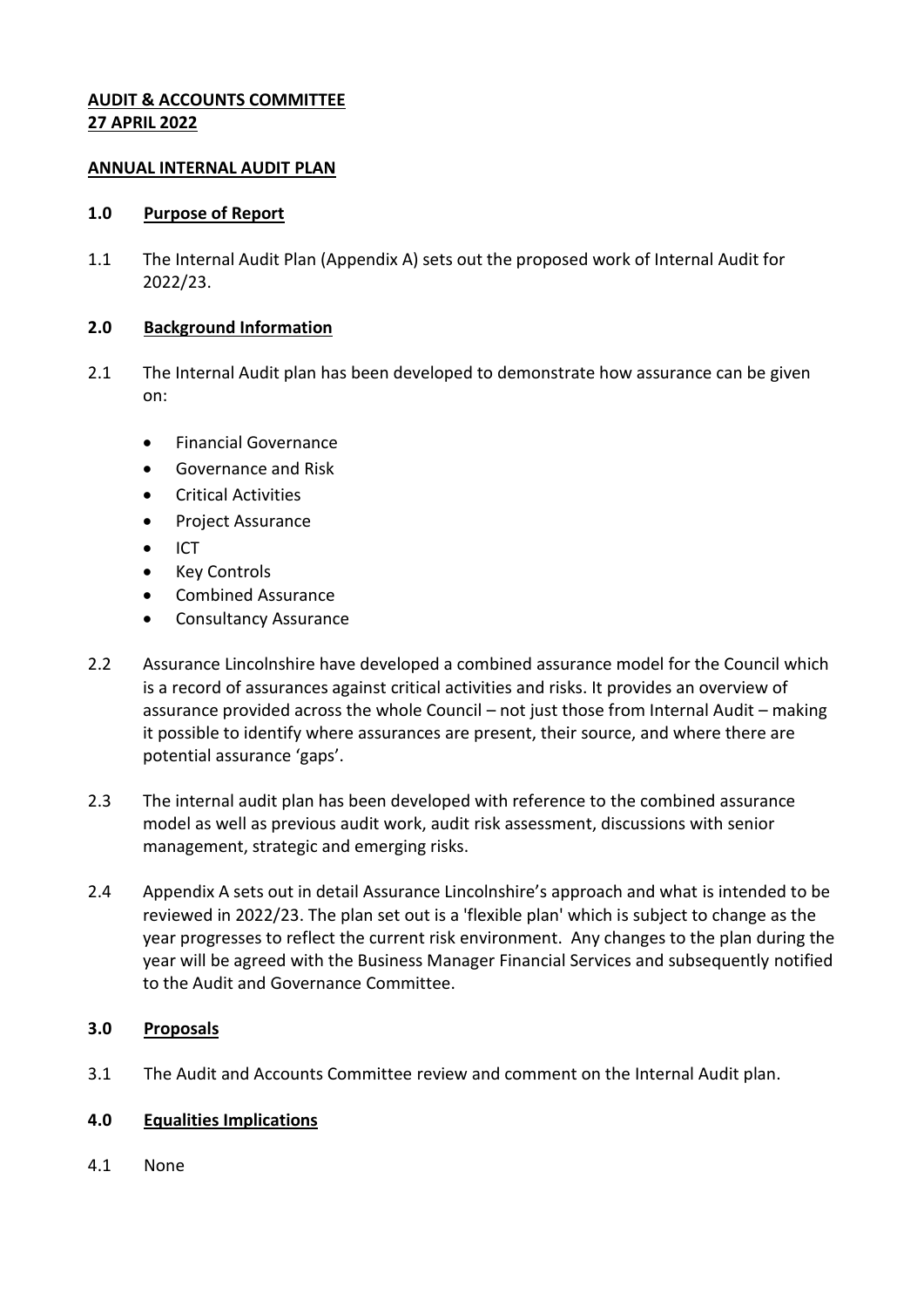**AUDIT & ACCOUNTS COMMITTEE**
**27 APRIL 2022**

**ANNUAL INTERNAL AUDIT PLAN**

## 1.0 Purpose of Report

1.1 The Internal Audit Plan (Appendix A) sets out the proposed work of Internal Audit for 2022/23.

## 2.0 Background Information

2.1 The Internal Audit plan has been developed to demonstrate how assurance can be given on:

- Financial Governance
- Governance and Risk
- Critical Activities
- Project Assurance
- ICT
- Key Controls
- Combined Assurance
- Consultancy Assurance

2.2 Assurance Lincolnshire have developed a combined assurance model for the Council which is a record of assurances against critical activities and risks. It provides an overview of assurance provided across the whole Council – not just those from Internal Audit – making it possible to identify where assurances are present, their source, and where there are potential assurance 'gaps'.

2.3 The internal audit plan has been developed with reference to the combined assurance model as well as previous audit work, audit risk assessment, discussions with senior management, strategic and emerging risks.

2.4 Appendix A sets out in detail Assurance Lincolnshire's approach and what is intended to be reviewed in 2022/23. The plan set out is a 'flexible plan' which is subject to change as the year progresses to reflect the current risk environment. Any changes to the plan during the year will be agreed with the Business Manager Financial Services and subsequently notified to the Audit and Governance Committee.

## 3.0 Proposals

3.1 The Audit and Accounts Committee review and comment on the Internal Audit plan.

## 4.0 Equalities Implications

4.1 None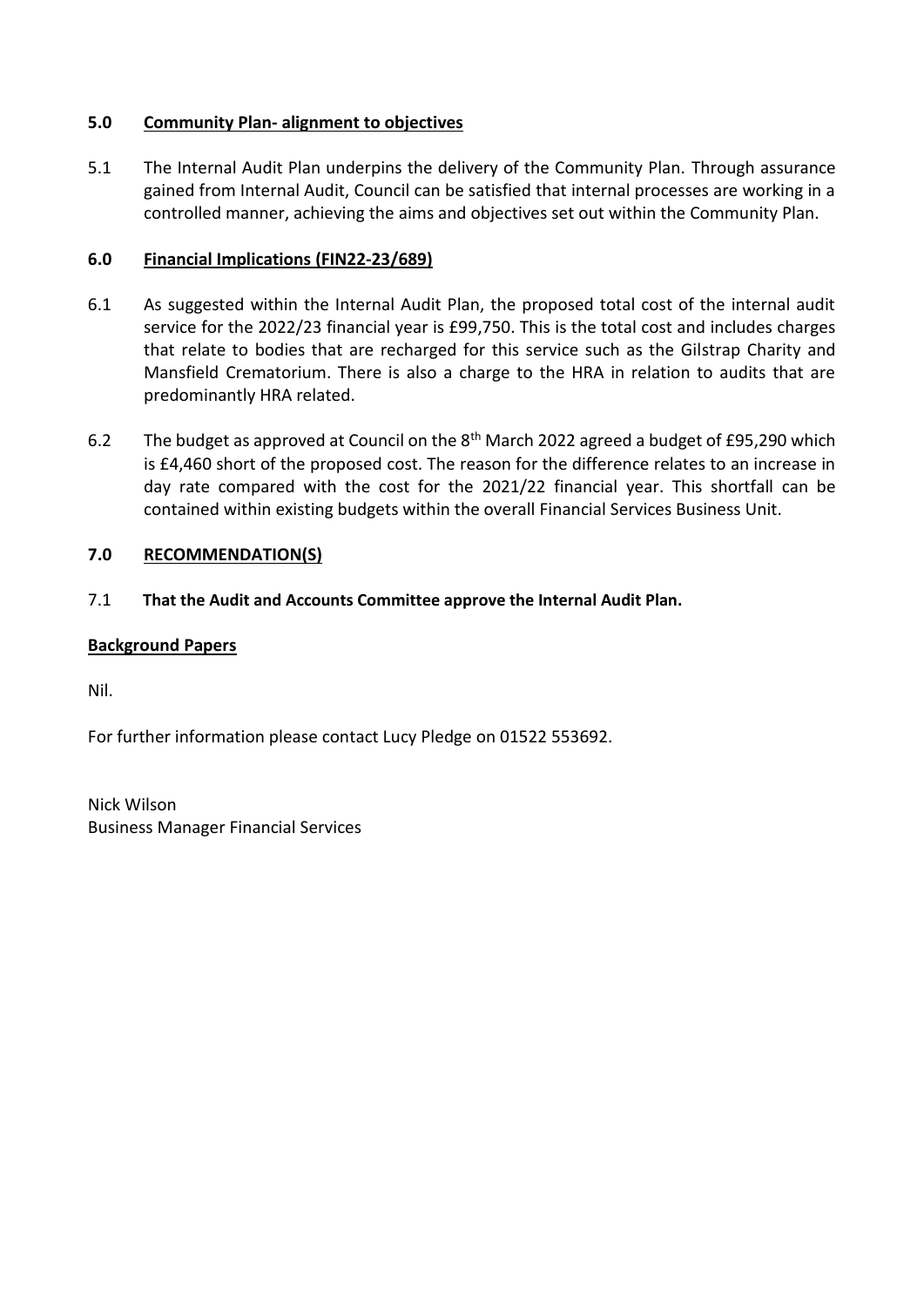## 5.0 Community Plan- alignment to objectives

5.1 The Internal Audit Plan underpins the delivery of the Community Plan. Through assurance gained from Internal Audit, Council can be satisfied that internal processes are working in a controlled manner, achieving the aims and objectives set out within the Community Plan.

## 6.0 Financial Implications (FIN22-23/689)

6.1 As suggested within the Internal Audit Plan, the proposed total cost of the internal audit service for the 2022/23 financial year is £99,750. This is the total cost and includes charges that relate to bodies that are recharged for this service such as the Gilstrap Charity and Mansfield Crematorium. There is also a charge to the HRA in relation to audits that are predominantly HRA related.

6.2 The budget as approved at Council on the 8th March 2022 agreed a budget of £95,290 which is £4,460 short of the proposed cost. The reason for the difference relates to an increase in day rate compared with the cost for the 2021/22 financial year. This shortfall can be contained within existing budgets within the overall Financial Services Business Unit.

## 7.0 RECOMMENDATION(S)

7.1 **That the Audit and Accounts Committee approve the Internal Audit Plan.**

**Background Papers**

Nil.

For further information please contact Lucy Pledge on 01522 553692.

Nick Wilson
Business Manager Financial Services